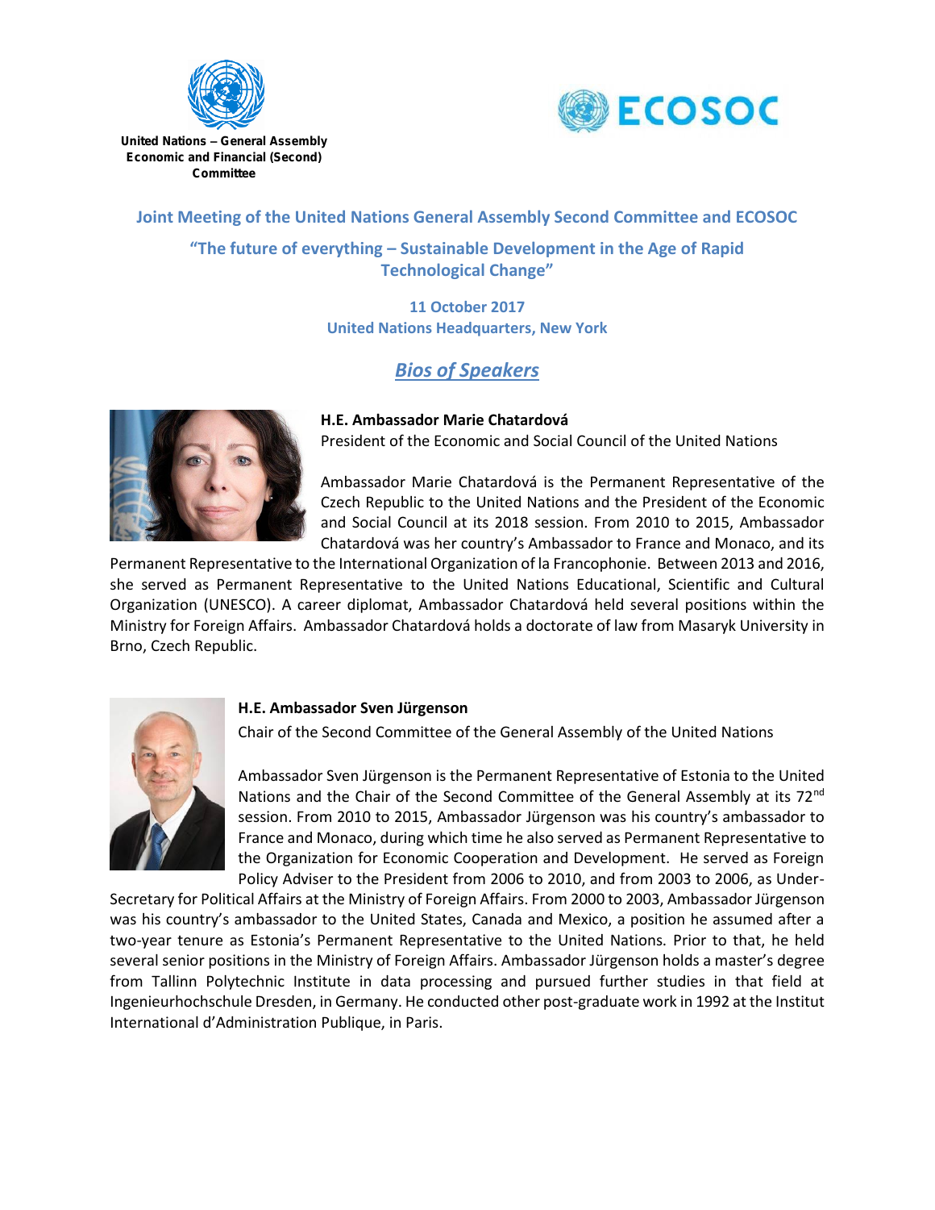United Nations – General Assembly
Economic and Financial (Second) Committee

ECOSOC

# Joint Meeting of the United Nations General Assembly Second Committee and ECOSOC

## "The future of everything – Sustainable Development in the Age of Rapid Technological Change"

**11 October 2017**
**United Nations Headquarters, New York**

## *Bios of Speakers*

**H.E. Ambassador Marie Chatardová**
President of the Economic and Social Council of the United Nations

Ambassador Marie Chatardová is the Permanent Representative of the Czech Republic to the United Nations and the President of the Economic and Social Council at its 2018 session. From 2010 to 2015, Ambassador Chatardová was her country's Ambassador to France and Monaco, and its Permanent Representative to the International Organization of la Francophonie. Between 2013 and 2016, she served as Permanent Representative to the United Nations Educational, Scientific and Cultural Organization (UNESCO). A career diplomat, Ambassador Chatardová held several positions within the Ministry for Foreign Affairs. Ambassador Chatardová holds a doctorate of law from Masaryk University in Brno, Czech Republic.

**H.E. Ambassador Sven Jürgenson**
Chair of the Second Committee of the General Assembly of the United Nations

Ambassador Sven Jürgenson is the Permanent Representative of Estonia to the United Nations and the Chair of the Second Committee of the General Assembly at its 72nd session. From 2010 to 2015, Ambassador Jürgenson was his country's ambassador to France and Monaco, during which time he also served as Permanent Representative to the Organization for Economic Cooperation and Development. He served as Foreign Policy Adviser to the President from 2006 to 2010, and from 2003 to 2006, as Under-Secretary for Political Affairs at the Ministry of Foreign Affairs. From 2000 to 2003, Ambassador Jürgenson was his country's ambassador to the United States, Canada and Mexico, a position he assumed after a two-year tenure as Estonia's Permanent Representative to the United Nations. Prior to that, he held several senior positions in the Ministry of Foreign Affairs. Ambassador Jürgenson holds a master's degree from Tallinn Polytechnic Institute in data processing and pursued further studies in that field at Ingenieurhochschule Dresden, in Germany. He conducted other post-graduate work in 1992 at the Institut International d'Administration Publique, in Paris.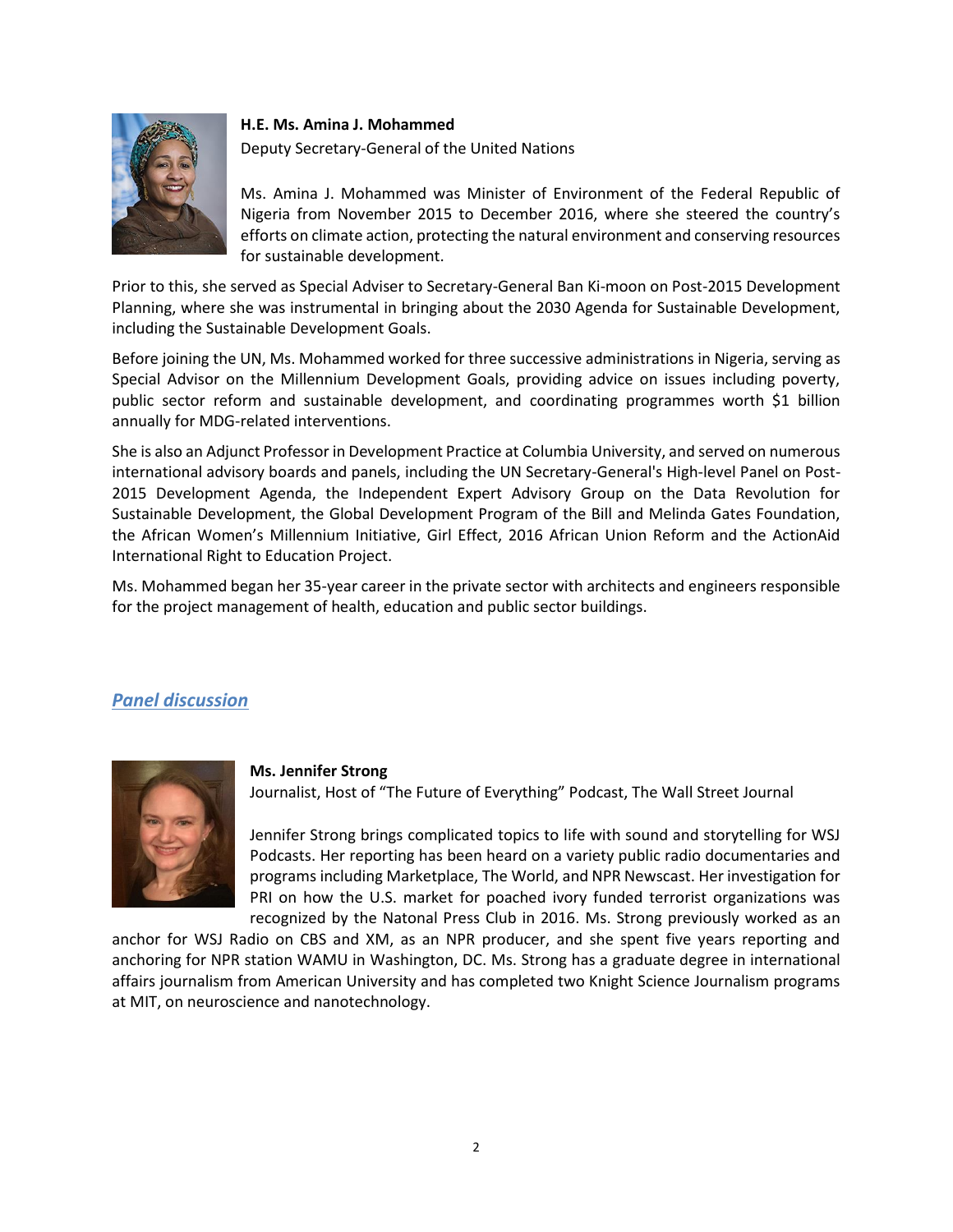**H.E. Ms. Amina J. Mohammed**
Deputy Secretary-General of the United Nations

Ms. Amina J. Mohammed was Minister of Environment of the Federal Republic of Nigeria from November 2015 to December 2016, where she steered the country's efforts on climate action, protecting the natural environment and conserving resources for sustainable development.

Prior to this, she served as Special Adviser to Secretary-General Ban Ki-moon on Post-2015 Development Planning, where she was instrumental in bringing about the 2030 Agenda for Sustainable Development, including the Sustainable Development Goals.

Before joining the UN, Ms. Mohammed worked for three successive administrations in Nigeria, serving as Special Advisor on the Millennium Development Goals, providing advice on issues including poverty, public sector reform and sustainable development, and coordinating programmes worth $1 billion annually for MDG-related interventions.

She is also an Adjunct Professor in Development Practice at Columbia University, and served on numerous international advisory boards and panels, including the UN Secretary-General's High-level Panel on Post-2015 Development Agenda, the Independent Expert Advisory Group on the Data Revolution for Sustainable Development, the Global Development Program of the Bill and Melinda Gates Foundation, the African Women's Millennium Initiative, Girl Effect, 2016 African Union Reform and the ActionAid International Right to Education Project.

Ms. Mohammed began her 35-year career in the private sector with architects and engineers responsible for the project management of health, education and public sector buildings.

## *Panel discussion*

**Ms. Jennifer Strong**
Journalist, Host of "The Future of Everything" Podcast, The Wall Street Journal

Jennifer Strong brings complicated topics to life with sound and storytelling for WSJ Podcasts. Her reporting has been heard on a variety public radio documentaries and programs including Marketplace, The World, and NPR Newscast. Her investigation for PRI on how the U.S. market for poached ivory funded terrorist organizations was recognized by the Natonal Press Club in 2016. Ms. Strong previously worked as an anchor for WSJ Radio on CBS and XM, as an NPR producer, and she spent five years reporting and anchoring for NPR station WAMU in Washington, DC. Ms. Strong has a graduate degree in international affairs journalism from American University and has completed two Knight Science Journalism programs at MIT, on neuroscience and nanotechnology.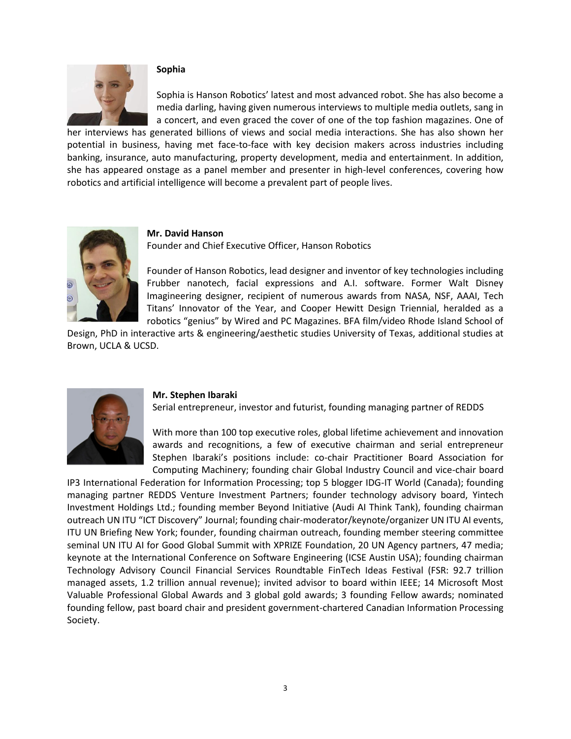**Sophia**

Sophia is Hanson Robotics' latest and most advanced robot. She has also become a media darling, having given numerous interviews to multiple media outlets, sang in a concert, and even graced the cover of one of the top fashion magazines. One of her interviews has generated billions of views and social media interactions. She has also shown her potential in business, having met face-to-face with key decision makers across industries including banking, insurance, auto manufacturing, property development, media and entertainment. In addition, she has appeared onstage as a panel member and presenter in high-level conferences, covering how robotics and artificial intelligence will become a prevalent part of people lives.

**Mr. David Hanson**
Founder and Chief Executive Officer, Hanson Robotics

Founder of Hanson Robotics, lead designer and inventor of key technologies including Frubber nanotech, facial expressions and A.I. software. Former Walt Disney Imagineering designer, recipient of numerous awards from NASA, NSF, AAAI, Tech Titans' Innovator of the Year, and Cooper Hewitt Design Triennial, heralded as a robotics "genius" by Wired and PC Magazines. BFA film/video Rhode Island School of Design, PhD in interactive arts & engineering/aesthetic studies University of Texas, additional studies at Brown, UCLA & UCSD.

**Mr. Stephen Ibaraki**
Serial entrepreneur, investor and futurist, founding managing partner of REDDS

With more than 100 top executive roles, global lifetime achievement and innovation awards and recognitions, a few of executive chairman and serial entrepreneur Stephen Ibaraki's positions include: co-chair Practitioner Board Association for Computing Machinery; founding chair Global Industry Council and vice-chair board IP3 International Federation for Information Processing; top 5 blogger IDG-IT World (Canada); founding managing partner REDDS Venture Investment Partners; founder technology advisory board, Yintech Investment Holdings Ltd.; founding member Beyond Initiative (Audi AI Think Tank), founding chairman outreach UN ITU "ICT Discovery" Journal; founding chair-moderator/keynote/organizer UN ITU AI events, ITU UN Briefing New York; founder, founding chairman outreach, founding member steering committee seminal UN ITU AI for Good Global Summit with XPRIZE Foundation, 20 UN Agency partners, 47 media; keynote at the International Conference on Software Engineering (ICSE Austin USA); founding chairman Technology Advisory Council Financial Services Roundtable FinTech Ideas Festival (FSR: 92.7 trillion managed assets, 1.2 trillion annual revenue); invited advisor to board within IEEE; 14 Microsoft Most Valuable Professional Global Awards and 3 global gold awards; 3 founding Fellow awards; nominated founding fellow, past board chair and president government-chartered Canadian Information Processing Society.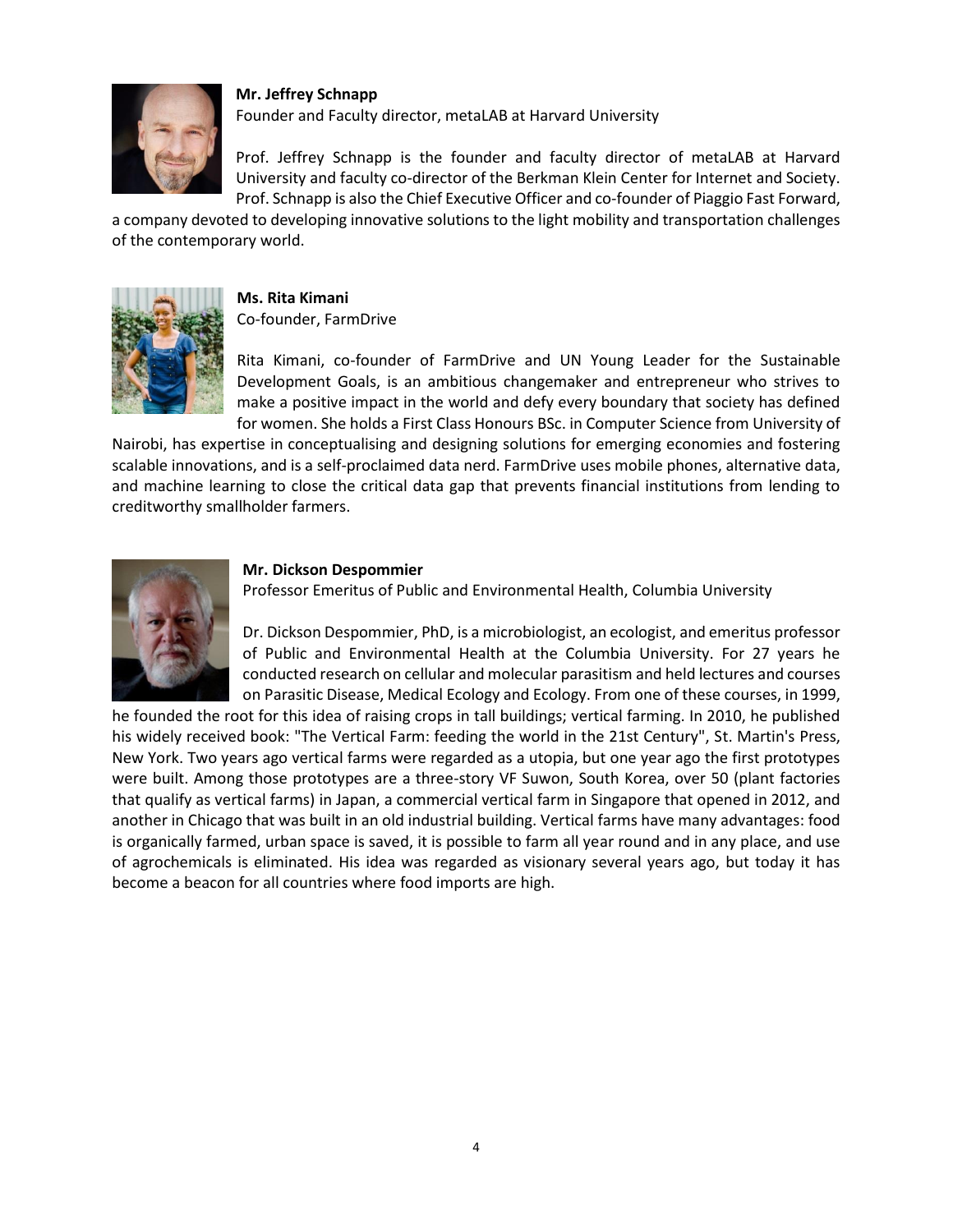**Mr. Jeffrey Schnapp**

Founder and Faculty director, metaLAB at Harvard University

Prof. Jeffrey Schnapp is the founder and faculty director of metaLAB at Harvard University and faculty co-director of the Berkman Klein Center for Internet and Society. Prof. Schnapp is also the Chief Executive Officer and co-founder of Piaggio Fast Forward, a company devoted to developing innovative solutions to the light mobility and transportation challenges of the contemporary world.

**Ms. Rita Kimani**

Co-founder, FarmDrive

Rita Kimani, co-founder of FarmDrive and UN Young Leader for the Sustainable Development Goals, is an ambitious changemaker and entrepreneur who strives to make a positive impact in the world and defy every boundary that society has defined for women. She holds a First Class Honours BSc. in Computer Science from University of Nairobi, has expertise in conceptualising and designing solutions for emerging economies and fostering scalable innovations, and is a self-proclaimed data nerd. FarmDrive uses mobile phones, alternative data, and machine learning to close the critical data gap that prevents financial institutions from lending to creditworthy smallholder farmers.

**Mr. Dickson Despommier**

Professor Emeritus of Public and Environmental Health, Columbia University

Dr. Dickson Despommier, PhD, is a microbiologist, an ecologist, and emeritus professor of Public and Environmental Health at the Columbia University. For 27 years he conducted research on cellular and molecular parasitism and held lectures and courses on Parasitic Disease, Medical Ecology and Ecology. From one of these courses, in 1999, he founded the root for this idea of raising crops in tall buildings; vertical farming. In 2010, he published his widely received book: "The Vertical Farm: feeding the world in the 21st Century", St. Martin's Press, New York. Two years ago vertical farms were regarded as a utopia, but one year ago the first prototypes were built. Among those prototypes are a three-story VF Suwon, South Korea, over 50 (plant factories that qualify as vertical farms) in Japan, a commercial vertical farm in Singapore that opened in 2012, and another in Chicago that was built in an old industrial building. Vertical farms have many advantages: food is organically farmed, urban space is saved, it is possible to farm all year round and in any place, and use of agrochemicals is eliminated. His idea was regarded as visionary several years ago, but today it has become a beacon for all countries where food imports are high.